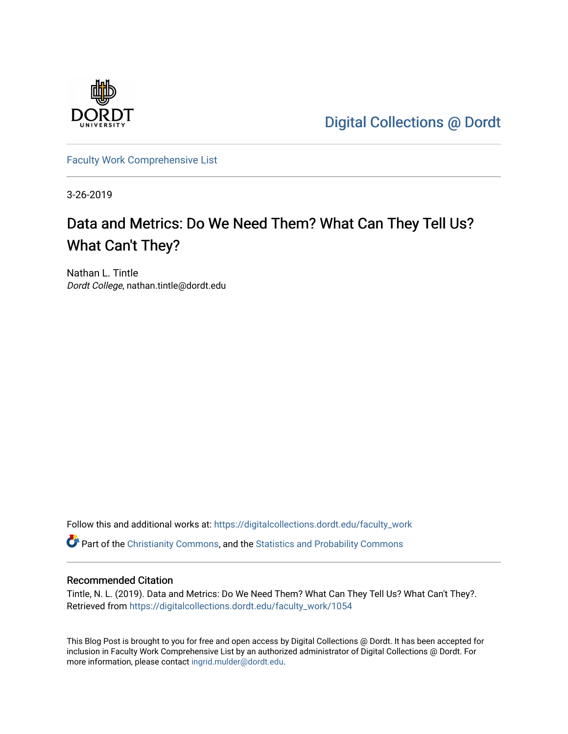Digital Collections @ Dordt

Faculty Work Comprehensive List

3-26-2019

# Data and Metrics: Do We Need Them? What Can They Tell Us? What Can't They?

Nathan L. Tintle
*Dordt College*, nathan.tintle@dordt.edu

Follow this and additional works at: https://digitalcollections.dordt.edu/faculty_work

Part of the Christianity Commons, and the Statistics and Probability Commons

## Recommended Citation

Tintle, N. L. (2019). Data and Metrics: Do We Need Them? What Can They Tell Us? What Can't They?. Retrieved from https://digitalcollections.dordt.edu/faculty_work/1054

This Blog Post is brought to you for free and open access by Digital Collections @ Dordt. It has been accepted for inclusion in Faculty Work Comprehensive List by an authorized administrator of Digital Collections @ Dordt. For more information, please contact ingrid.mulder@dordt.edu.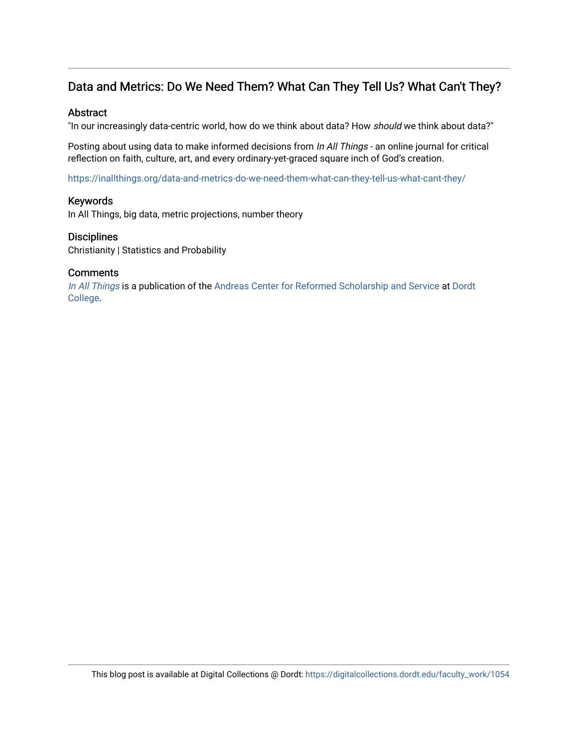# Data and Metrics: Do We Need Them? What Can They Tell Us? What Can't They?

## Abstract

"In our increasingly data-centric world, how do we think about data? How *should* we think about data?"

Posting about using data to make informed decisions from *In All Things* - an online journal for critical reflection on faith, culture, art, and every ordinary-yet-graced square inch of God's creation.

https://inallthings.org/data-and-metrics-do-we-need-them-what-can-they-tell-us-what-cant-they/

## Keywords

In All Things, big data, metric projections, number theory

## Disciplines

Christianity | Statistics and Probability

## Comments

*In All Things* is a publication of the Andreas Center for Reformed Scholarship and Service at Dordt College.

This blog post is available at Digital Collections @ Dordt: https://digitalcollections.dordt.edu/faculty_work/1054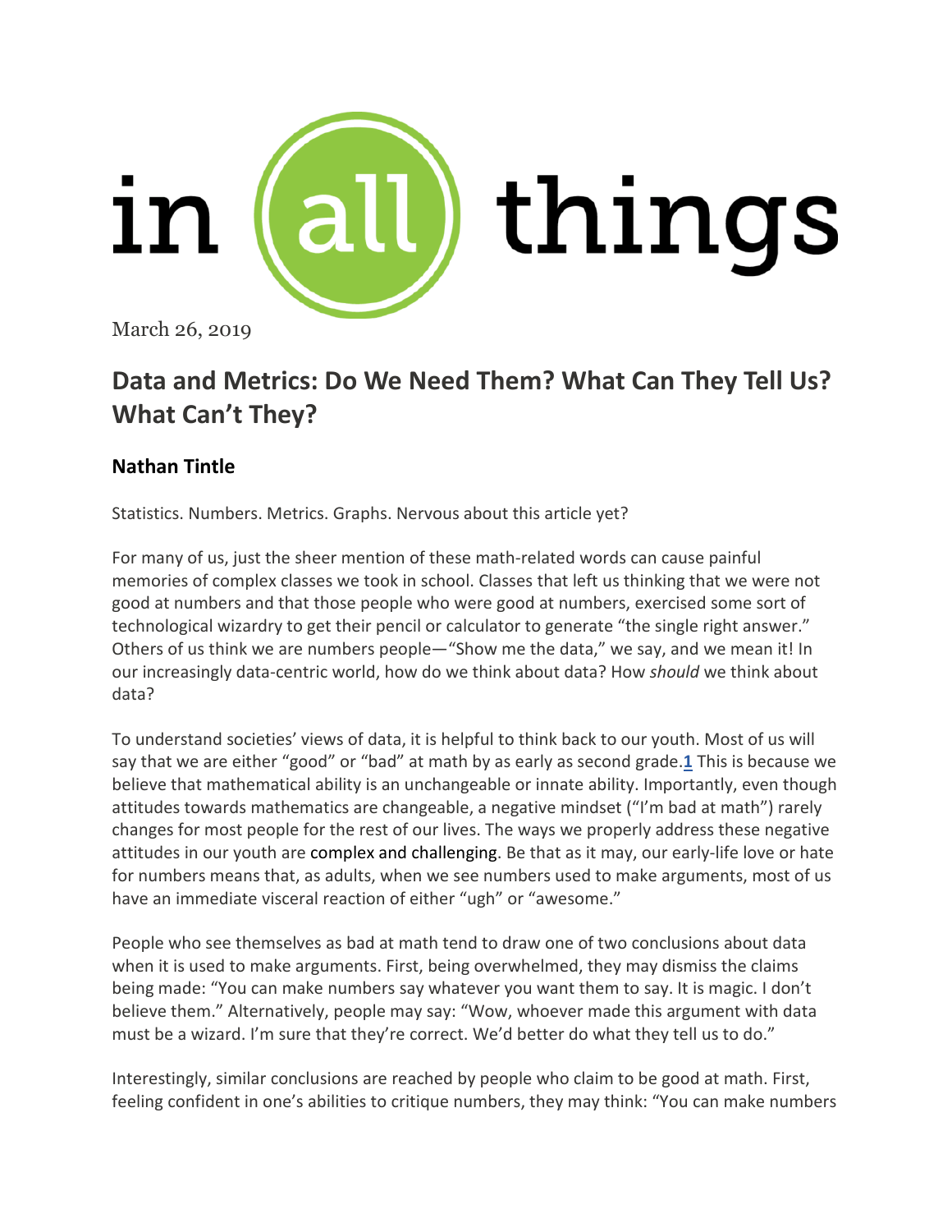March 26, 2019

## Data and Metrics: Do We Need Them? What Can They Tell Us? What Can't They?

### Nathan Tintle

Statistics. Numbers. Metrics. Graphs. Nervous about this article yet?

For many of us, just the sheer mention of these math-related words can cause painful memories of complex classes we took in school. Classes that left us thinking that we were not good at numbers and that those people who were good at numbers, exercised some sort of technological wizardry to get their pencil or calculator to generate "the single right answer." Others of us think we are numbers people—"Show me the data," we say, and we mean it! In our increasingly data-centric world, how do we think about data? How *should* we think about data?

To understand societies' views of data, it is helpful to think back to our youth. Most of us will say that we are either "good" or "bad" at math by as early as second grade.[1] This is because we believe that mathematical ability is an unchangeable or innate ability. Importantly, even though attitudes towards mathematics are changeable, a negative mindset ("I'm bad at math") rarely changes for most people for the rest of our lives. The ways we properly address these negative attitudes in our youth are complex and challenging. Be that as it may, our early-life love or hate for numbers means that, as adults, when we see numbers used to make arguments, most of us have an immediate visceral reaction of either "ugh" or "awesome."

People who see themselves as bad at math tend to draw one of two conclusions about data when it is used to make arguments. First, being overwhelmed, they may dismiss the claims being made: "You can make numbers say whatever you want them to say. It is magic. I don't believe them." Alternatively, people may say: "Wow, whoever made this argument with data must be a wizard. I'm sure that they're correct. We'd better do what they tell us to do."

Interestingly, similar conclusions are reached by people who claim to be good at math. First, feeling confident in one's abilities to critique numbers, they may think: "You can make numbers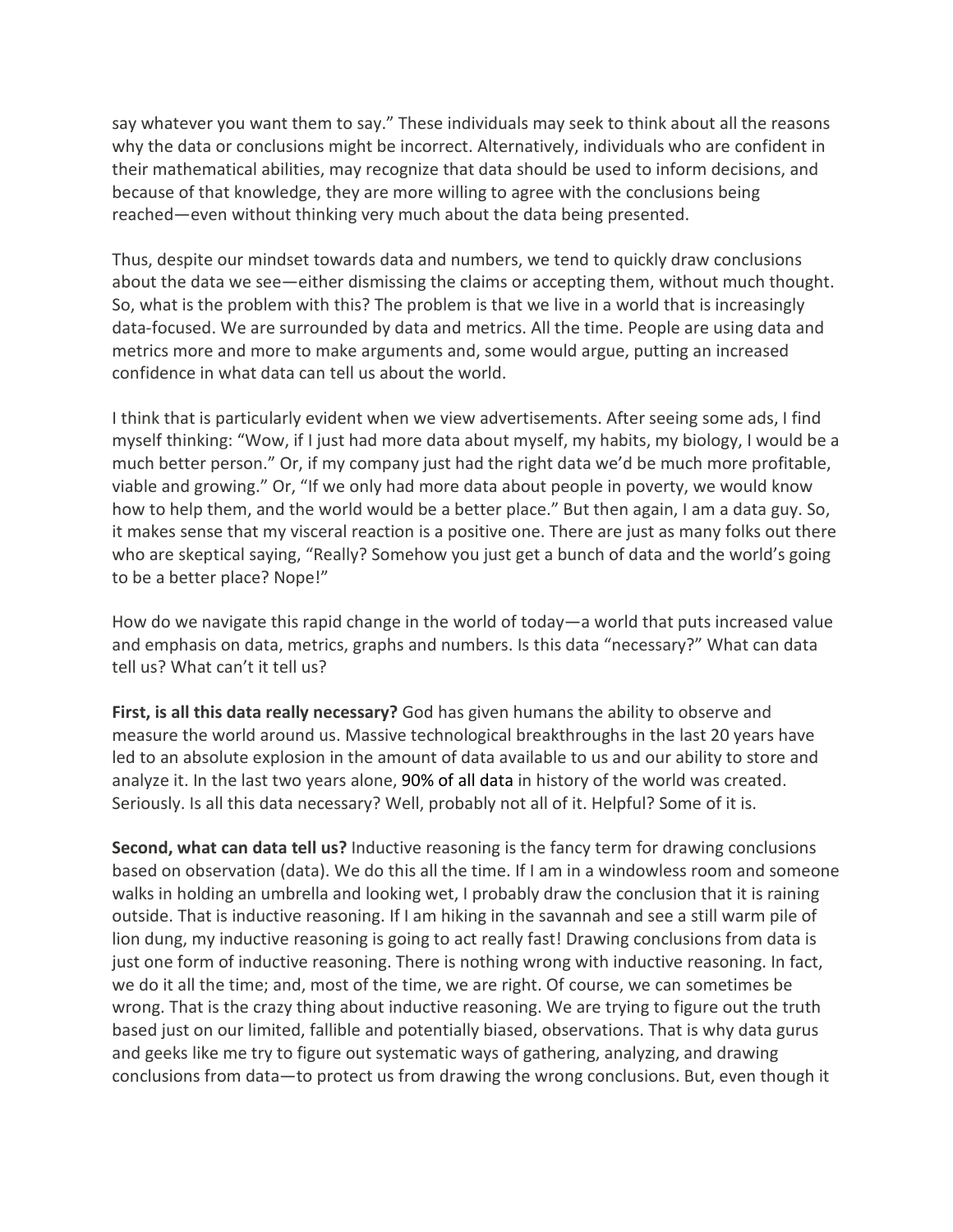say whatever you want them to say." These individuals may seek to think about all the reasons why the data or conclusions might be incorrect. Alternatively, individuals who are confident in their mathematical abilities, may recognize that data should be used to inform decisions, and because of that knowledge, they are more willing to agree with the conclusions being reached—even without thinking very much about the data being presented.

Thus, despite our mindset towards data and numbers, we tend to quickly draw conclusions about the data we see—either dismissing the claims or accepting them, without much thought. So, what is the problem with this? The problem is that we live in a world that is increasingly data-focused. We are surrounded by data and metrics. All the time. People are using data and metrics more and more to make arguments and, some would argue, putting an increased confidence in what data can tell us about the world.

I think that is particularly evident when we view advertisements. After seeing some ads, I find myself thinking: "Wow, if I just had more data about myself, my habits, my biology, I would be a much better person." Or, if my company just had the right data we'd be much more profitable, viable and growing." Or, "If we only had more data about people in poverty, we would know how to help them, and the world would be a better place." But then again, I am a data guy. So, it makes sense that my visceral reaction is a positive one. There are just as many folks out there who are skeptical saying, "Really? Somehow you just get a bunch of data and the world's going to be a better place? Nope!"

How do we navigate this rapid change in the world of today—a world that puts increased value and emphasis on data, metrics, graphs and numbers. Is this data "necessary?" What can data tell us? What can't it tell us?

**First, is all this data really necessary?** God has given humans the ability to observe and measure the world around us. Massive technological breakthroughs in the last 20 years have led to an absolute explosion in the amount of data available to us and our ability to store and analyze it. In the last two years alone, 90% of all data in history of the world was created. Seriously. Is all this data necessary? Well, probably not all of it. Helpful? Some of it is.

**Second, what can data tell us?** Inductive reasoning is the fancy term for drawing conclusions based on observation (data). We do this all the time. If I am in a windowless room and someone walks in holding an umbrella and looking wet, I probably draw the conclusion that it is raining outside. That is inductive reasoning. If I am hiking in the savannah and see a still warm pile of lion dung, my inductive reasoning is going to act really fast! Drawing conclusions from data is just one form of inductive reasoning. There is nothing wrong with inductive reasoning. In fact, we do it all the time; and, most of the time, we are right. Of course, we can sometimes be wrong. That is the crazy thing about inductive reasoning. We are trying to figure out the truth based just on our limited, fallible and potentially biased, observations. That is why data gurus and geeks like me try to figure out systematic ways of gathering, analyzing, and drawing conclusions from data—to protect us from drawing the wrong conclusions. But, even though it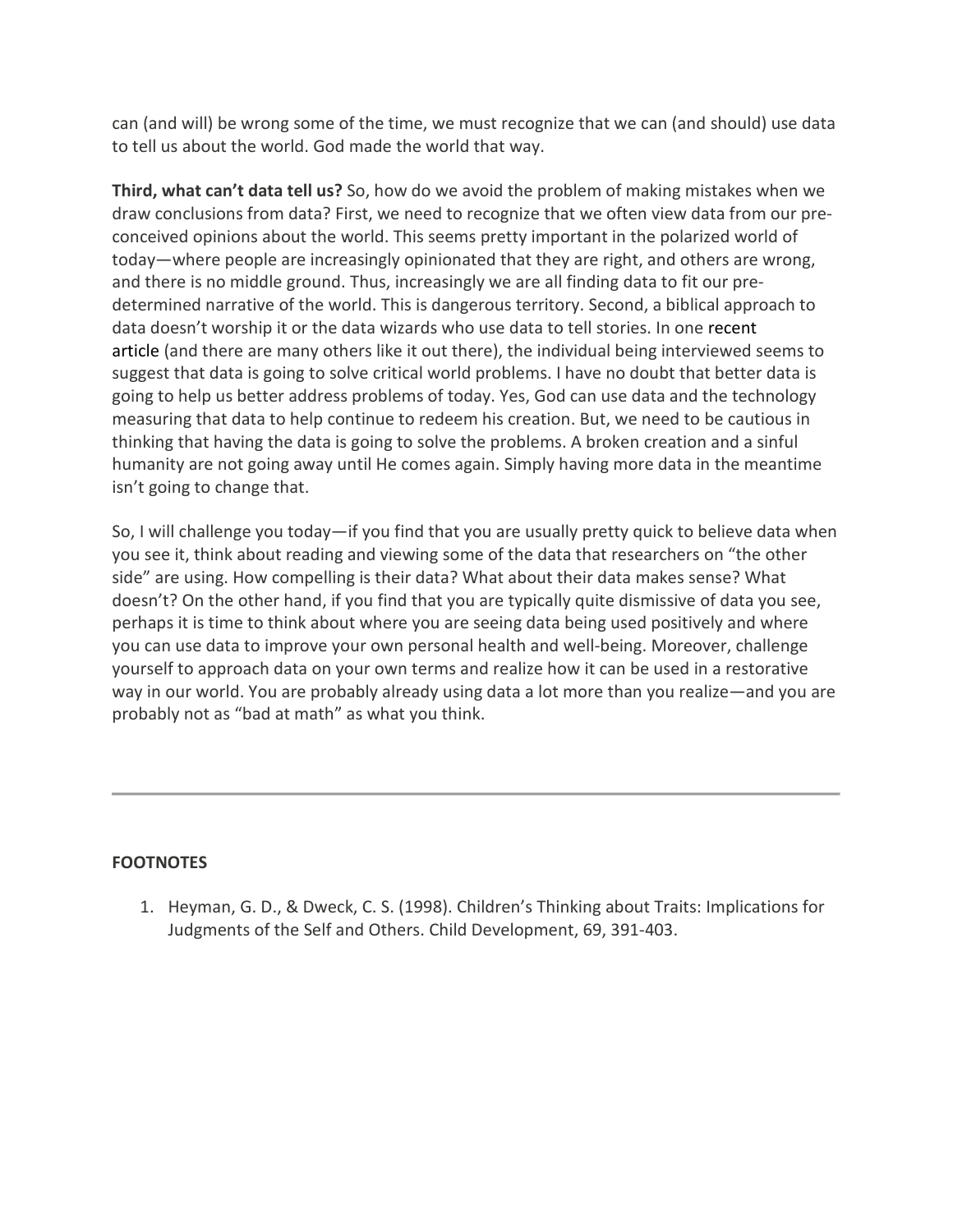can (and will) be wrong some of the time, we must recognize that we can (and should) use data to tell us about the world. God made the world that way.

**Third, what can't data tell us?** So, how do we avoid the problem of making mistakes when we draw conclusions from data? First, we need to recognize that we often view data from our pre-conceived opinions about the world. This seems pretty important in the polarized world of today—where people are increasingly opinionated that they are right, and others are wrong, and there is no middle ground. Thus, increasingly we are all finding data to fit our pre-determined narrative of the world. This is dangerous territory. Second, a biblical approach to data doesn't worship it or the data wizards who use data to tell stories. In one recent article (and there are many others like it out there), the individual being interviewed seems to suggest that data is going to solve critical world problems. I have no doubt that better data is going to help us better address problems of today. Yes, God can use data and the technology measuring that data to help continue to redeem his creation. But, we need to be cautious in thinking that having the data is going to solve the problems. A broken creation and a sinful humanity are not going away until He comes again. Simply having more data in the meantime isn't going to change that.

So, I will challenge you today—if you find that you are usually pretty quick to believe data when you see it, think about reading and viewing some of the data that researchers on "the other side" are using. How compelling is their data? What about their data makes sense? What doesn't? On the other hand, if you find that you are typically quite dismissive of data you see, perhaps it is time to think about where you are seeing data being used positively and where you can use data to improve your own personal health and well-being. Moreover, challenge yourself to approach data on your own terms and realize how it can be used in a restorative way in our world. You are probably already using data a lot more than you realize—and you are probably not as "bad at math" as what you think.

---

**FOOTNOTES**

1. Heyman, G. D., & Dweck, C. S. (1998). Children's Thinking about Traits: Implications for Judgments of the Self and Others. Child Development, 69, 391-403.